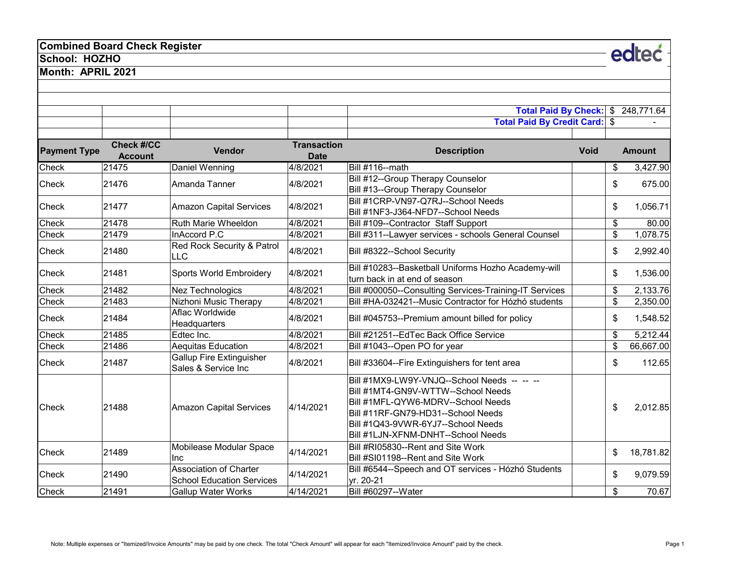**Combined Board Check Register**

**School: HOZHO**

**Month: APRIL 2021**

edtec

**Total Paid By Check:** $ 248,771.64

**Total Paid By Credit Card:** $ -

| Payment Type | Check #/CC Account | Vendor | Transaction Date | Description | Void | Amount |
|---|---|---|---|---|---|---|
| Check | 21475 | Daniel Wenning | 4/8/2021 | Bill #116--math | | $ 3,427.90 |
| Check | 21476 | Amanda Tanner | 4/8/2021 | Bill #12--Group Therapy Counselor<br>Bill #13--Group Therapy Counselor | | $ 675.00 |
| Check | 21477 | Amazon Capital Services | 4/8/2021 | Bill #1CRP-VN97-Q7RJ--School Needs<br>Bill #1NF3-J364-NFD7--School Needs | | $ 1,056.71 |
| Check | 21478 | Ruth Marie Wheeldon | 4/8/2021 | Bill #109--Contractor Staff Support | | $ 80.00 |
| Check | 21479 | InAccord P.C | 4/8/2021 | Bill #311--Lawyer services - schools General Counsel | | $ 1,078.75 |
| Check | 21480 | Red Rock Security & Patrol LLC | 4/8/2021 | Bill #8322--School Security | | $ 2,992.40 |
| Check | 21481 | Sports World Embroidery | 4/8/2021 | Bill #10283--Basketball Uniforms Hozho Academy-will turn back in at end of season | | $ 1,536.00 |
| Check | 21482 | Nez Technologics | 4/8/2021 | Bill #000050--Consulting Services-Training-IT Services | | $ 2,133.76 |
| Check | 21483 | Nizhoni Music Therapy | 4/8/2021 | Bill #HA-032421--Music Contractor for Hózhó students | | $ 2,350.00 |
| Check | 21484 | Aflac Worldwide Headquarters | 4/8/2021 | Bill #045753--Premium amount billed for policy | | $ 1,548.52 |
| Check | 21485 | Edtec Inc. | 4/8/2021 | Bill #21251--EdTec Back Office Service | | $ 5,212.44 |
| Check | 21486 | Aequitas Education | 4/8/2021 | Bill #1043--Open PO for year | | $ 66,667.00 |
| Check | 21487 | Gallup Fire Extinguisher Sales & Service Inc | 4/8/2021 | Bill #33604--Fire Extinguishers for tent area | | $ 112.65 |
| Check | 21488 | Amazon Capital Services | 4/14/2021 | Bill #1MX9-LW9Y-VNJQ--School Needs -- -- --<br>Bill #1MT4-GN9V-WTTW--School Needs<br>Bill #1MFL-QYW6-MDRV--School Needs<br>Bill #11RF-GN79-HD31--School Needs<br>Bill #1Q43-9VWR-6YJ7--School Needs<br>Bill #1LJN-XFNM-DNHT--School Needs | | $ 2,012.85 |
| Check | 21489 | Mobilease Modular Space Inc | 4/14/2021 | Bill #RI05830--Rent and Site Work<br>Bill #SI01198--Rent and Site Work | | $ 18,781.82 |
| Check | 21490 | Association of Charter School Education Services | 4/14/2021 | Bill #6544--Speech and OT services - Hózhó Students yr. 20-21 | | $ 9,079.59 |
| Check | 21491 | Gallup Water Works | 4/14/2021 | Bill #60297--Water | | $ 70.67 |

Note: Multiple expenses or "Itemized/Invoice Amounts" may be paid by one check. The total "Check Amount" will appear for each "Itemized/Invoice Amount" paid by the check.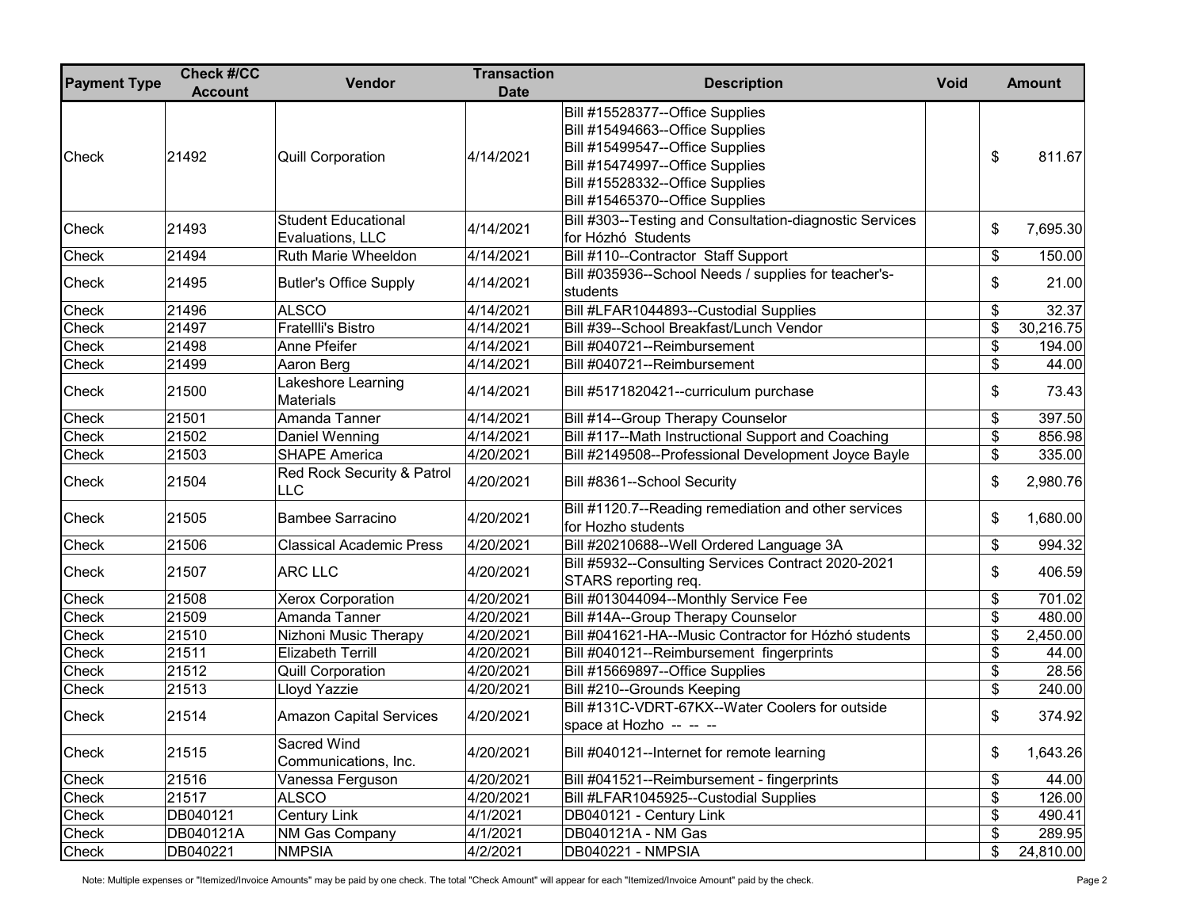| Payment Type | Check #/CC Account | Vendor | Transaction Date | Description | Void | Amount |
|---|---|---|---|---|---|---|
| Check | 21492 | Quill Corporation | 4/14/2021 | Bill #15528377--Office Supplies<br>Bill #15494663--Office Supplies<br>Bill #15499547--Office Supplies<br>Bill #15474997--Office Supplies<br>Bill #15528332--Office Supplies<br>Bill #15465370--Office Supplies | | $ 811.67 |
| Check | 21493 | Student Educational Evaluations, LLC | 4/14/2021 | Bill #303--Testing and Consultation-diagnostic Services for Hózhó Students | | $ 7,695.30 |
| Check | 21494 | Ruth Marie Wheeldon | 4/14/2021 | Bill #110--Contractor Staff Support | | $ 150.00 |
| Check | 21495 | Butler's Office Supply | 4/14/2021 | Bill #035936--School Needs / supplies for teacher's-students | | $ 21.00 |
| Check | 21496 | ALSCO | 4/14/2021 | Bill #LFAR1044893--Custodial Supplies | | $ 32.37 |
| Check | 21497 | Fratellli's Bistro | 4/14/2021 | Bill #39--School Breakfast/Lunch Vendor | | $ 30,216.75 |
| Check | 21498 | Anne Pfeifer | 4/14/2021 | Bill #040721--Reimbursement | | $ 194.00 |
| Check | 21499 | Aaron Berg | 4/14/2021 | Bill #040721--Reimbursement | | $ 44.00 |
| Check | 21500 | Lakeshore Learning Materials | 4/14/2021 | Bill #5171820421--curriculum purchase | | $ 73.43 |
| Check | 21501 | Amanda Tanner | 4/14/2021 | Bill #14--Group Therapy Counselor | | $ 397.50 |
| Check | 21502 | Daniel Wenning | 4/14/2021 | Bill #117--Math Instructional Support and Coaching | | $ 856.98 |
| Check | 21503 | SHAPE America | 4/20/2021 | Bill #2149508--Professional Development Joyce Bayle | | $ 335.00 |
| Check | 21504 | Red Rock Security & Patrol LLC | 4/20/2021 | Bill #8361--School Security | | $ 2,980.76 |
| Check | 21505 | Bambee Sarracino | 4/20/2021 | Bill #1120.7--Reading remediation and other services for Hozho students | | $ 1,680.00 |
| Check | 21506 | Classical Academic Press | 4/20/2021 | Bill #20210688--Well Ordered Language 3A | | $ 994.32 |
| Check | 21507 | ARC LLC | 4/20/2021 | Bill #5932--Consulting Services Contract 2020-2021 STARS reporting req. | | $ 406.59 |
| Check | 21508 | Xerox Corporation | 4/20/2021 | Bill #013044094--Monthly Service Fee | | $ 701.02 |
| Check | 21509 | Amanda Tanner | 4/20/2021 | Bill #14A--Group Therapy Counselor | | $ 480.00 |
| Check | 21510 | Nizhoni Music Therapy | 4/20/2021 | Bill #041621-HA--Music Contractor for Hózhó students | | $ 2,450.00 |
| Check | 21511 | Elizabeth Terrill | 4/20/2021 | Bill #040121--Reimbursement fingerprints | | $ 44.00 |
| Check | 21512 | Quill Corporation | 4/20/2021 | Bill #15669897--Office Supplies | | $ 28.56 |
| Check | 21513 | Lloyd Yazzie | 4/20/2021 | Bill #210--Grounds Keeping | | $ 240.00 |
| Check | 21514 | Amazon Capital Services | 4/20/2021 | Bill #131C-VDRT-67KX--Water Coolers for outside space at Hozho -- -- -- | | $ 374.92 |
| Check | 21515 | Sacred Wind Communications, Inc. | 4/20/2021 | Bill #040121--Internet for remote learning | | $ 1,643.26 |
| Check | 21516 | Vanessa Ferguson | 4/20/2021 | Bill #041521--Reimbursement - fingerprints | | $ 44.00 |
| Check | 21517 | ALSCO | 4/20/2021 | Bill #LFAR1045925--Custodial Supplies | | $ 126.00 |
| Check | DB040121 | Century Link | 4/1/2021 | DB040121 - Century Link | | $ 490.41 |
| Check | DB040121A | NM Gas Company | 4/1/2021 | DB040121A - NM Gas | | $ 289.95 |
| Check | DB040221 | NMPSIA | 4/2/2021 | DB040221 - NMPSIA | | $ 24,810.00 |

Note: Multiple expenses or "Itemized/Invoice Amounts" may be paid by one check. The total "Check Amount" will appear for each "Itemized/Invoice Amount" paid by the check.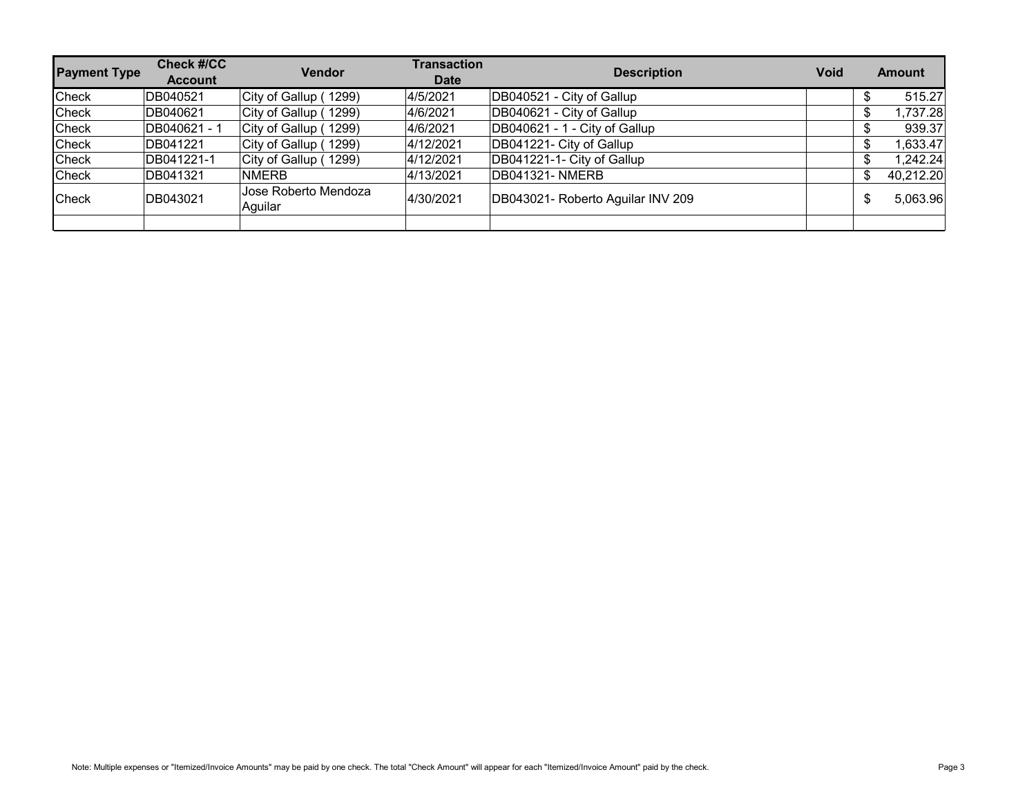| Payment Type | Check #/CC Account | Vendor | Transaction Date | Description | Void | Amount |
|---|---|---|---|---|---|---|
| Check | DB040521 | City of Gallup ( 1299) | 4/5/2021 | DB040521 - City of Gallup | | $ 515.27 |
| Check | DB040621 | City of Gallup ( 1299) | 4/6/2021 | DB040621 - City of Gallup | | $ 1,737.28 |
| Check | DB040621 - 1 | City of Gallup ( 1299) | 4/6/2021 | DB040621 - 1 - City of Gallup | | $ 939.37 |
| Check | DB041221 | City of Gallup ( 1299) | 4/12/2021 | DB041221- City of Gallup | | $ 1,633.47 |
| Check | DB041221-1 | City of Gallup ( 1299) | 4/12/2021 | DB041221-1- City of Gallup | | $ 1,242.24 |
| Check | DB041321 | NMERB | 4/13/2021 | DB041321- NMERB | | $ 40,212.20 |
| Check | DB043021 | Jose Roberto Mendoza Aguilar | 4/30/2021 | DB043021- Roberto Aguilar INV 209 | | $ 5,063.96 |
| | | | | | | |

Note: Multiple expenses or "Itemized/Invoice Amounts" may be paid by one check. The total "Check Amount" will appear for each "Itemized/Invoice Amount" paid by the check.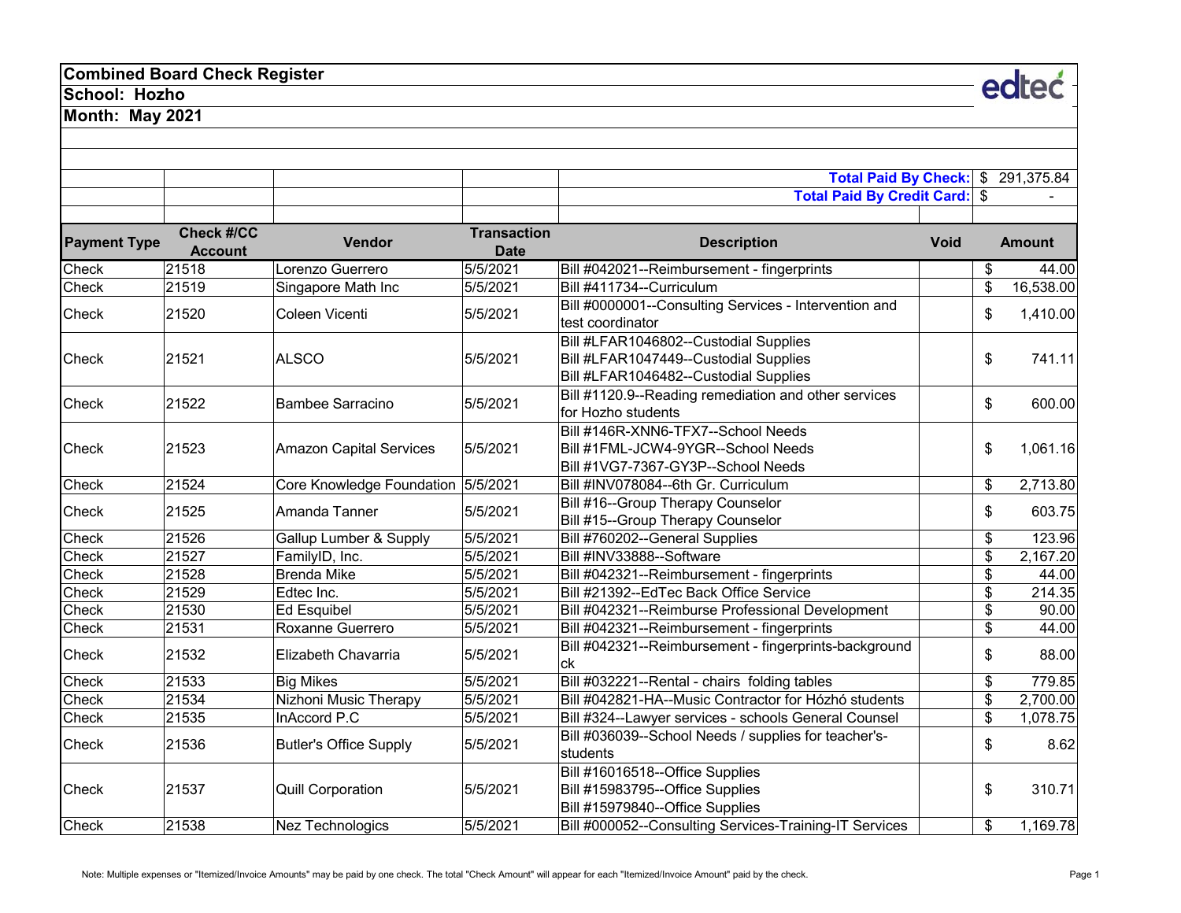**Combined Board Check Register**

**School: Hozho**

**Month: May 2021**

**Total Paid By Check:** $ 291,375.84

**Total Paid By Credit Card:** $ -

| Payment Type | Check #/CC Account | Vendor | Transaction Date | Description | Void | Amount |
|---|---|---|---|---|---|---|
| Check | 21518 | Lorenzo Guerrero | 5/5/2021 | Bill #042021--Reimbursement - fingerprints | | $ 44.00 |
| Check | 21519 | Singapore Math Inc | 5/5/2021 | Bill #411734--Curriculum | | $ 16,538.00 |
| Check | 21520 | Coleen Vicenti | 5/5/2021 | Bill #0000001--Consulting Services - Intervention and test coordinator | | $ 1,410.00 |
| Check | 21521 | ALSCO | 5/5/2021 | Bill #LFAR1046802--Custodial Supplies<br>Bill #LFAR1047449--Custodial Supplies<br>Bill #LFAR1046482--Custodial Supplies | | $ 741.11 |
| Check | 21522 | Bambee Sarracino | 5/5/2021 | Bill #1120.9--Reading remediation and other services for Hozho students | | $ 600.00 |
| Check | 21523 | Amazon Capital Services | 5/5/2021 | Bill #146R-XNN6-TFX7--School Needs<br>Bill #1FML-JCW4-9YGR--School Needs<br>Bill #1VG7-7367-GY3P--School Needs | | $ 1,061.16 |
| Check | 21524 | Core Knowledge Foundation | 5/5/2021 | Bill #INV078084--6th Gr. Curriculum | | $ 2,713.80 |
| Check | 21525 | Amanda Tanner | 5/5/2021 | Bill #16--Group Therapy Counselor<br>Bill #15--Group Therapy Counselor | | $ 603.75 |
| Check | 21526 | Gallup Lumber & Supply | 5/5/2021 | Bill #760202--General Supplies | | $ 123.96 |
| Check | 21527 | FamilyID, Inc. | 5/5/2021 | Bill #INV33888--Software | | $ 2,167.20 |
| Check | 21528 | Brenda Mike | 5/5/2021 | Bill #042321--Reimbursement - fingerprints | | $ 44.00 |
| Check | 21529 | Edtec Inc. | 5/5/2021 | Bill #21392--EdTec Back Office Service | | $ 214.35 |
| Check | 21530 | Ed Esquibel | 5/5/2021 | Bill #042321--Reimburse Professional Development | | $ 90.00 |
| Check | 21531 | Roxanne Guerrero | 5/5/2021 | Bill #042321--Reimbursement - fingerprints | | $ 44.00 |
| Check | 21532 | Elizabeth Chavarria | 5/5/2021 | Bill #042321--Reimbursement - fingerprints-background ck | | $ 88.00 |
| Check | 21533 | Big Mikes | 5/5/2021 | Bill #032221--Rental - chairs folding tables | | $ 779.85 |
| Check | 21534 | Nizhoni Music Therapy | 5/5/2021 | Bill #042821-HA--Music Contractor for Hózhó students | | $ 2,700.00 |
| Check | 21535 | InAccord P.C | 5/5/2021 | Bill #324--Lawyer services - schools General Counsel | | $ 1,078.75 |
| Check | 21536 | Butler's Office Supply | 5/5/2021 | Bill #036039--School Needs / supplies for teacher's-students | | $ 8.62 |
| Check | 21537 | Quill Corporation | 5/5/2021 | Bill #16016518--Office Supplies<br>Bill #15983795--Office Supplies<br>Bill #15979840--Office Supplies | | $ 310.71 |
| Check | 21538 | Nez Technologics | 5/5/2021 | Bill #000052--Consulting Services-Training-IT Services | | $ 1,169.78 |

Note: Multiple expenses or "Itemized/Invoice Amounts" may be paid by one check. The total "Check Amount" will appear for each "Itemized/Invoice Amount" paid by the check.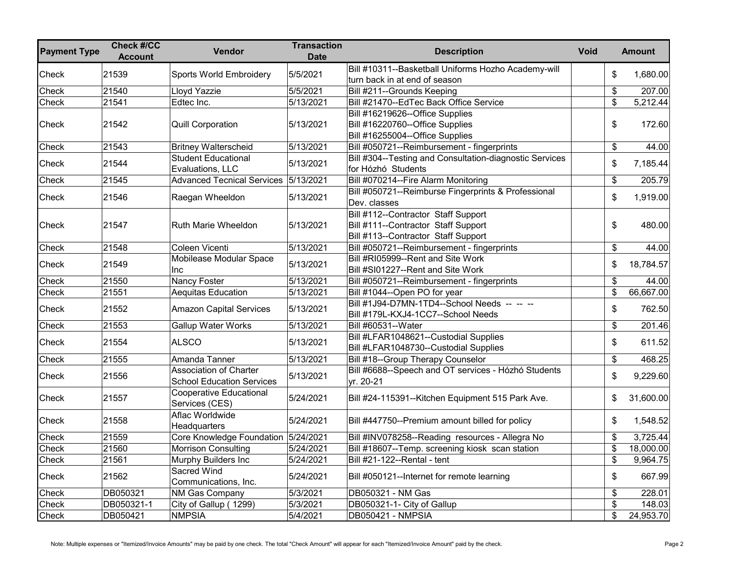| Payment Type | Check #/CC Account | Vendor | Transaction Date | Description | Void | Amount |
|---|---|---|---|---|---|---|
| Check | 21539 | Sports World Embroidery | 5/5/2021 | Bill #10311--Basketball Uniforms Hozho Academy-will turn back in at end of season | | $ 1,680.00 |
| Check | 21540 | Lloyd Yazzie | 5/5/2021 | Bill #211--Grounds Keeping | | $ 207.00 |
| Check | 21541 | Edtec Inc. | 5/13/2021 | Bill #21470--EdTec Back Office Service | | $ 5,212.44 |
| Check | 21542 | Quill Corporation | 5/13/2021 | Bill #16219626--Office Supplies<br>Bill #16220760--Office Supplies<br>Bill #16255004--Office Supplies | | $ 172.60 |
| Check | 21543 | Britney Walterscheid | 5/13/2021 | Bill #050721--Reimbursement - fingerprints | | $ 44.00 |
| Check | 21544 | Student Educational Evaluations, LLC | 5/13/2021 | Bill #304--Testing and Consultation-diagnostic Services for Hózhó Students | | $ 7,185.44 |
| Check | 21545 | Advanced Tecnical Services | 5/13/2021 | Bill #070214--Fire Alarm Monitoring | | $ 205.79 |
| Check | 21546 | Raegan Wheeldon | 5/13/2021 | Bill #050721--Reimburse Fingerprints & Professional Dev. classes | | $ 1,919.00 |
| Check | 21547 | Ruth Marie Wheeldon | 5/13/2021 | Bill #112--Contractor Staff Support<br>Bill #111--Contractor Staff Support<br>Bill #113--Contractor Staff Support | | $ 480.00 |
| Check | 21548 | Coleen Vicenti | 5/13/2021 | Bill #050721--Reimbursement - fingerprints | | $ 44.00 |
| Check | 21549 | Mobilease Modular Space Inc | 5/13/2021 | Bill #RI05999--Rent and Site Work<br>Bill #SI01227--Rent and Site Work | | $ 18,784.57 |
| Check | 21550 | Nancy Foster | 5/13/2021 | Bill #050721--Reimbursement - fingerprints | | $ 44.00 |
| Check | 21551 | Aequitas Education | 5/13/2021 | Bill #1044--Open PO for year | | $ 66,667.00 |
| Check | 21552 | Amazon Capital Services | 5/13/2021 | Bill #1J94-D7MN-1TD4--School Needs -- -- --<br>Bill #179L-KXJ4-1CC7--School Needs | | $ 762.50 |
| Check | 21553 | Gallup Water Works | 5/13/2021 | Bill #60531--Water | | $ 201.46 |
| Check | 21554 | ALSCO | 5/13/2021 | Bill #LFAR1048621--Custodial Supplies<br>Bill #LFAR1048730--Custodial Supplies | | $ 611.52 |
| Check | 21555 | Amanda Tanner | 5/13/2021 | Bill #18--Group Therapy Counselor | | $ 468.25 |
| Check | 21556 | Association of Charter School Education Services | 5/13/2021 | Bill #6688--Speech and OT services - Hózhó Students yr. 20-21 | | $ 9,229.60 |
| Check | 21557 | Cooperative Educational Services (CES) | 5/24/2021 | Bill #24-115391--Kitchen Equipment 515 Park Ave. | | $ 31,600.00 |
| Check | 21558 | Aflac Worldwide Headquarters | 5/24/2021 | Bill #447750--Premium amount billed for policy | | $ 1,548.52 |
| Check | 21559 | Core Knowledge Foundation | 5/24/2021 | Bill #INV078258--Reading resources - Allegra No | | $ 3,725.44 |
| Check | 21560 | Morrison Consulting | 5/24/2021 | Bill #18607--Temp. screening kiosk scan station | | $ 18,000.00 |
| Check | 21561 | Murphy Builders Inc | 5/24/2021 | Bill #21-122--Rental - tent | | $ 9,964.75 |
| Check | 21562 | Sacred Wind Communications, Inc. | 5/24/2021 | Bill #050121--Internet for remote learning | | $ 667.99 |
| Check | DB050321 | NM Gas Company | 5/3/2021 | DB050321 - NM Gas | | $ 228.01 |
| Check | DB050321-1 | City of Gallup ( 1299) | 5/3/2021 | DB050321-1- City of Gallup | | $ 148.03 |
| Check | DB050421 | NMPSIA | 5/4/2021 | DB050421 - NMPSIA | | $ 24,953.70 |

Note: Multiple expenses or "Itemized/Invoice Amounts" may be paid by one check. The total "Check Amount" will appear for each "Itemized/Invoice Amount" paid by the check.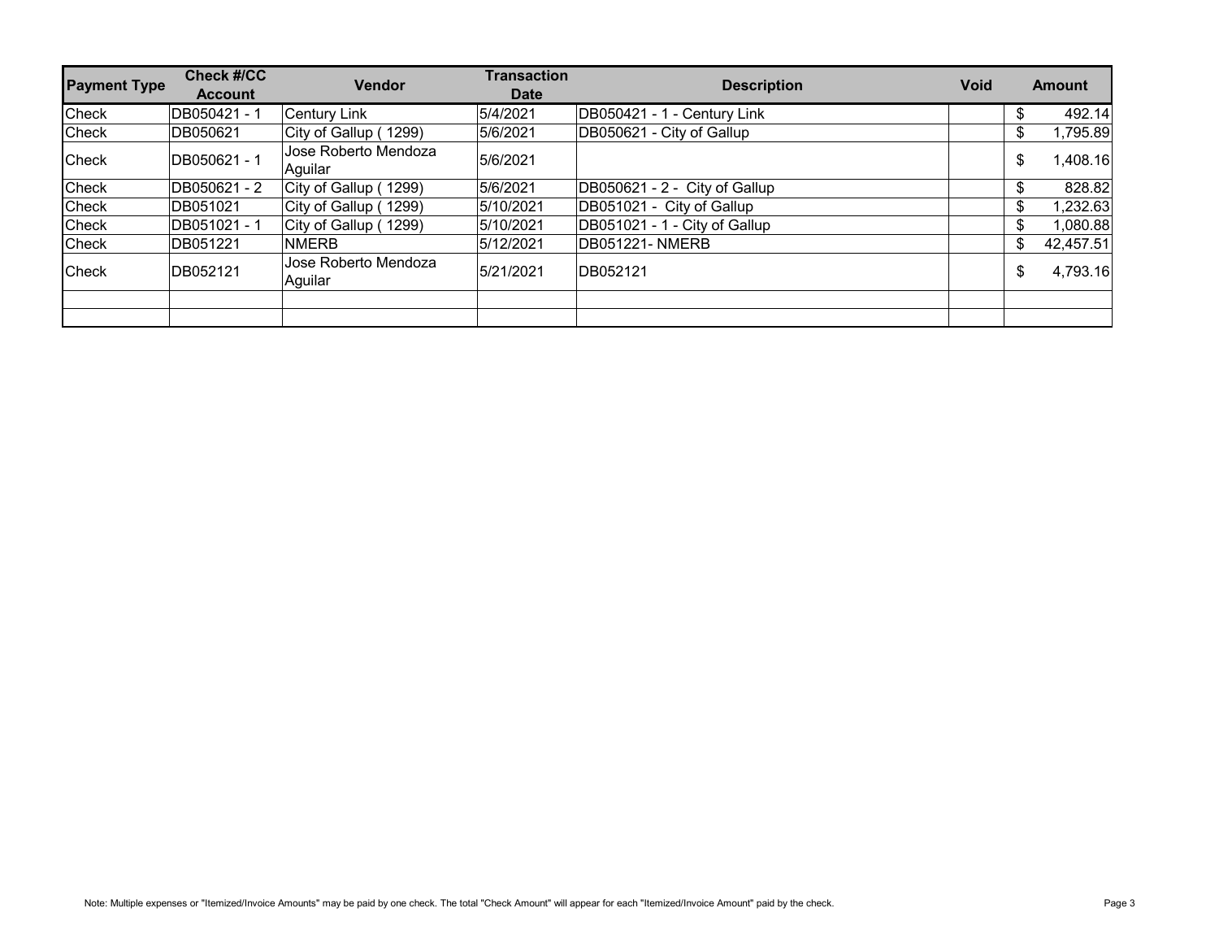| Payment Type | Check #/CC Account | Vendor | Transaction Date | Description | Void | Amount |
|---|---|---|---|---|---|---|
| Check | DB050421 - 1 | Century Link | 5/4/2021 | DB050421 - 1 - Century Link | | $ 492.14 |
| Check | DB050621 | City of Gallup ( 1299) | 5/6/2021 | DB050621 - City of Gallup | | $ 1,795.89 |
| Check | DB050621 - 1 | Jose Roberto Mendoza Aguilar | 5/6/2021 | | | $ 1,408.16 |
| Check | DB050621 - 2 | City of Gallup ( 1299) | 5/6/2021 | DB050621 - 2 - City of Gallup | | $ 828.82 |
| Check | DB051021 | City of Gallup ( 1299) | 5/10/2021 | DB051021 - City of Gallup | | $ 1,232.63 |
| Check | DB051021 - 1 | City of Gallup ( 1299) | 5/10/2021 | DB051021 - 1 - City of Gallup | | $ 1,080.88 |
| Check | DB051221 | NMERB | 5/12/2021 | DB051221- NMERB | | $ 42,457.51 |
| Check | DB052121 | Jose Roberto Mendoza Aguilar | 5/21/2021 | DB052121 | | $ 4,793.16 |
| | | | | | | |
| | | | | | | |

Note: Multiple expenses or "Itemized/Invoice Amounts" may be paid by one check. The total "Check Amount" will appear for each "Itemized/Invoice Amount" paid by the check.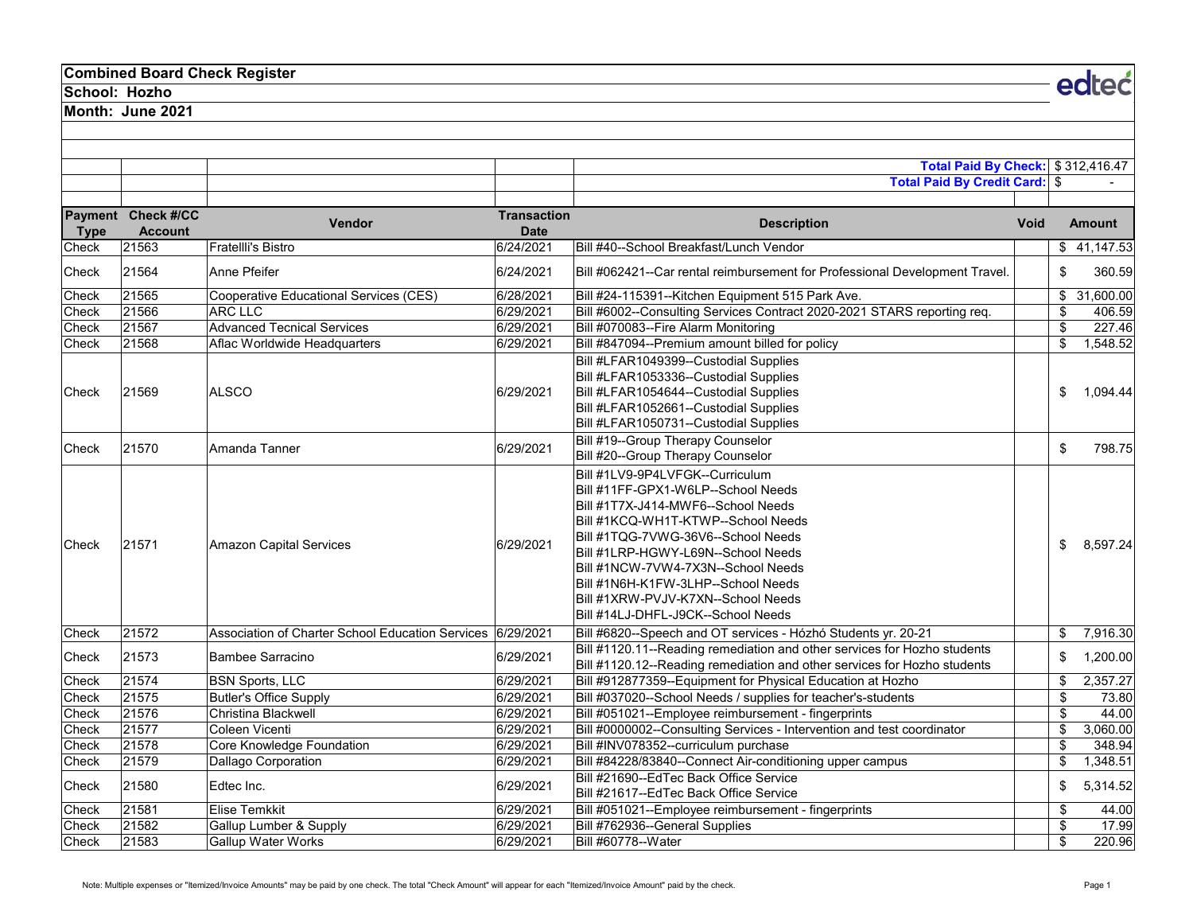**Combined Board Check Register**

**School: Hozho**

**Month: June 2021**

edtec

**Total Paid By Check:** $ 312,416.47

**Total Paid By Credit Card:** $ -

| Payment Type | Check #/CC Account | Vendor | Transaction Date | Description | Void | Amount |
|---|---|---|---|---|---|---|
| Check | 21563 | Fratellli's Bistro | 6/24/2021 | Bill #40--School Breakfast/Lunch Vendor | | $ 41,147.53 |
| Check | 21564 | Anne Pfeifer | 6/24/2021 | Bill #062421--Car rental reimbursement for Professional Development Travel. | | $ 360.59 |
| Check | 21565 | Cooperative Educational Services (CES) | 6/28/2021 | Bill #24-115391--Kitchen Equipment 515 Park Ave. | | $ 31,600.00 |
| Check | 21566 | ARC LLC | 6/29/2021 | Bill #6002--Consulting Services Contract 2020-2021 STARS reporting req. | | $ 406.59 |
| Check | 21567 | Advanced Tecnical Services | 6/29/2021 | Bill #070083--Fire Alarm Monitoring | | $ 227.46 |
| Check | 21568 | Aflac Worldwide Headquarters | 6/29/2021 | Bill #847094--Premium amount billed for policy | | $ 1,548.52 |
| Check | 21569 | ALSCO | 6/29/2021 | Bill #LFAR1049399--Custodial Supplies<br>Bill #LFAR1053336--Custodial Supplies<br>Bill #LFAR1054644--Custodial Supplies<br>Bill #LFAR1052661--Custodial Supplies<br>Bill #LFAR1050731--Custodial Supplies | | $ 1,094.44 |
| Check | 21570 | Amanda Tanner | 6/29/2021 | Bill #19--Group Therapy Counselor<br>Bill #20--Group Therapy Counselor | | $ 798.75 |
| Check | 21571 | Amazon Capital Services | 6/29/2021 | Bill #1LV9-9P4LVFGK--Curriculum<br>Bill #11FF-GPX1-W6LP--School Needs<br>Bill #1T7X-J414-MWF6--School Needs<br>Bill #1KCQ-WH1T-KTWP--School Needs<br>Bill #1TQG-7VWG-36V6--School Needs<br>Bill #1LRP-HGWY-L69N--School Needs<br>Bill #1NCW-7VW4-7X3N--School Needs<br>Bill #1N6H-K1FW-3LHP--School Needs<br>Bill #1XRW-PVJV-K7XN--School Needs<br>Bill #14LJ-DHFL-J9CK--School Needs | | $ 8,597.24 |
| Check | 21572 | Association of Charter School Education Services | 6/29/2021 | Bill #6820--Speech and OT services - Hózhó Students yr. 20-21 | | $ 7,916.30 |
| Check | 21573 | Bambee Sarracino | 6/29/2021 | Bill #1120.11--Reading remediation and other services for Hozho students<br>Bill #1120.12--Reading remediation and other services for Hozho students | | $ 1,200.00 |
| Check | 21574 | BSN Sports, LLC | 6/29/2021 | Bill #912877359--Equipment for Physical Education at Hozho | | $ 2,357.27 |
| Check | 21575 | Butler's Office Supply | 6/29/2021 | Bill #037020--School Needs / supplies for teacher's-students | | $ 73.80 |
| Check | 21576 | Christina Blackwell | 6/29/2021 | Bill #051021--Employee reimbursement - fingerprints | | $ 44.00 |
| Check | 21577 | Coleen Vicenti | 6/29/2021 | Bill #0000002--Consulting Services - Intervention and test coordinator | | $ 3,060.00 |
| Check | 21578 | Core Knowledge Foundation | 6/29/2021 | Bill #INV078352--curriculum purchase | | $ 348.94 |
| Check | 21579 | Dallago Corporation | 6/29/2021 | Bill #84228/83840--Connect Air-conditioning upper campus | | $ 1,348.51 |
| Check | 21580 | Edtec Inc. | 6/29/2021 | Bill #21690--EdTec Back Office Service<br>Bill #21617--EdTec Back Office Service | | $ 5,314.52 |
| Check | 21581 | Elise Temkkit | 6/29/2021 | Bill #051021--Employee reimbursement - fingerprints | | $ 44.00 |
| Check | 21582 | Gallup Lumber & Supply | 6/29/2021 | Bill #762936--General Supplies | | $ 17.99 |
| Check | 21583 | Gallup Water Works | 6/29/2021 | Bill #60778--Water | | $ 220.96 |

Note: Multiple expenses or "Itemized/Invoice Amounts" may be paid by one check. The total "Check Amount" will appear for each "Itemized/Invoice Amount" paid by the check.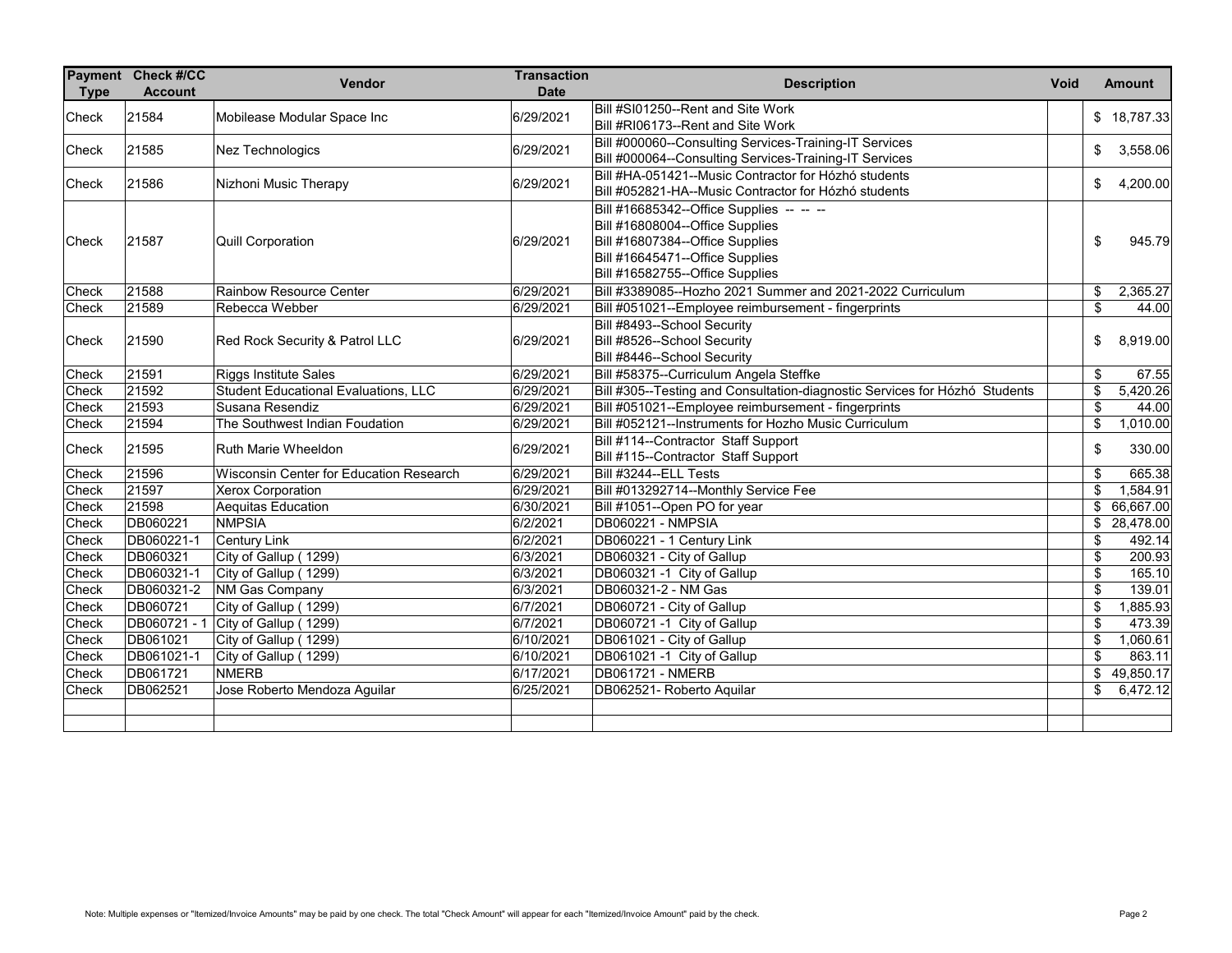| Payment Type | Check #/CC Account | Vendor | Transaction Date | Description | Void | Amount |
|---|---|---|---|---|---|---|
| Check | 21584 | Mobilease Modular Space Inc | 6/29/2021 | Bill #SI01250--Rent and Site Work<br>Bill #RI06173--Rent and Site Work | | $ 18,787.33 |
| Check | 21585 | Nez Technologics | 6/29/2021 | Bill #000060--Consulting Services-Training-IT Services<br>Bill #000064--Consulting Services-Training-IT Services | | $ 3,558.06 |
| Check | 21586 | Nizhoni Music Therapy | 6/29/2021 | Bill #HA-051421--Music Contractor for Hózhó students<br>Bill #052821-HA--Music Contractor for Hózhó students | | $ 4,200.00 |
| Check | 21587 | Quill Corporation | 6/29/2021 | Bill #16685342--Office Supplies -- -- --<br>Bill #16808004--Office Supplies<br>Bill #16807384--Office Supplies<br>Bill #16645471--Office Supplies<br>Bill #16582755--Office Supplies | | $ 945.79 |
| Check | 21588 | Rainbow Resource Center | 6/29/2021 | Bill #3389085--Hozho 2021 Summer and 2021-2022 Curriculum | | $ 2,365.27 |
| Check | 21589 | Rebecca Webber | 6/29/2021 | Bill #051021--Employee reimbursement - fingerprints | | $ 44.00 |
| Check | 21590 | Red Rock Security & Patrol LLC | 6/29/2021 | Bill #8493--School Security<br>Bill #8526--School Security<br>Bill #8446--School Security | | $ 8,919.00 |
| Check | 21591 | Riggs Institute Sales | 6/29/2021 | Bill #58375--Curriculum Angela Steffke | | $ 67.55 |
| Check | 21592 | Student Educational Evaluations, LLC | 6/29/2021 | Bill #305--Testing and Consultation-diagnostic Services for Hózhó Students | | $ 5,420.26 |
| Check | 21593 | Susana Resendiz | 6/29/2021 | Bill #051021--Employee reimbursement - fingerprints | | $ 44.00 |
| Check | 21594 | The Southwest Indian Foudation | 6/29/2021 | Bill #052121--Instruments for Hozho Music Curriculum | | $ 1,010.00 |
| Check | 21595 | Ruth Marie Wheeldon | 6/29/2021 | Bill #114--Contractor Staff Support<br>Bill #115--Contractor Staff Support | | $ 330.00 |
| Check | 21596 | Wisconsin Center for Education Research | 6/29/2021 | Bill #3244--ELL Tests | | $ 665.38 |
| Check | 21597 | Xerox Corporation | 6/29/2021 | Bill #013292714--Monthly Service Fee | | $ 1,584.91 |
| Check | 21598 | Aequitas Education | 6/30/2021 | Bill #1051--Open PO for year | | $ 66,667.00 |
| Check | DB060221 | NMPSIA | 6/2/2021 | DB060221 - NMPSIA | | $ 28,478.00 |
| Check | DB060221-1 | Century Link | 6/2/2021 | DB060221 - 1 Century Link | | $ 492.14 |
| Check | DB060321 | City of Gallup ( 1299) | 6/3/2021 | DB060321 - City of Gallup | | $ 200.93 |
| Check | DB060321-1 | City of Gallup ( 1299) | 6/3/2021 | DB060321 -1 City of Gallup | | $ 165.10 |
| Check | DB060321-2 | NM Gas Company | 6/3/2021 | DB060321-2 - NM Gas | | $ 139.01 |
| Check | DB060721 | City of Gallup ( 1299) | 6/7/2021 | DB060721 - City of Gallup | | $ 1,885.93 |
| Check | DB060721 - 1 | City of Gallup ( 1299) | 6/7/2021 | DB060721 -1 City of Gallup | | $ 473.39 |
| Check | DB061021 | City of Gallup ( 1299) | 6/10/2021 | DB061021 - City of Gallup | | $ 1,060.61 |
| Check | DB061021-1 | City of Gallup ( 1299) | 6/10/2021 | DB061021 -1 City of Gallup | | $ 863.11 |
| Check | DB061721 | NMERB | 6/17/2021 | DB061721 - NMERB | | $ 49,850.17 |
| Check | DB062521 | Jose Roberto Mendoza Aguilar | 6/25/2021 | DB062521- Roberto Aquilar | | $ 6,472.12 |
| | | | | | | |
| | | | | | | |

Note: Multiple expenses or "Itemized/Invoice Amounts" may be paid by one check. The total "Check Amount" will appear for each "Itemized/Invoice Amount" paid by the check.